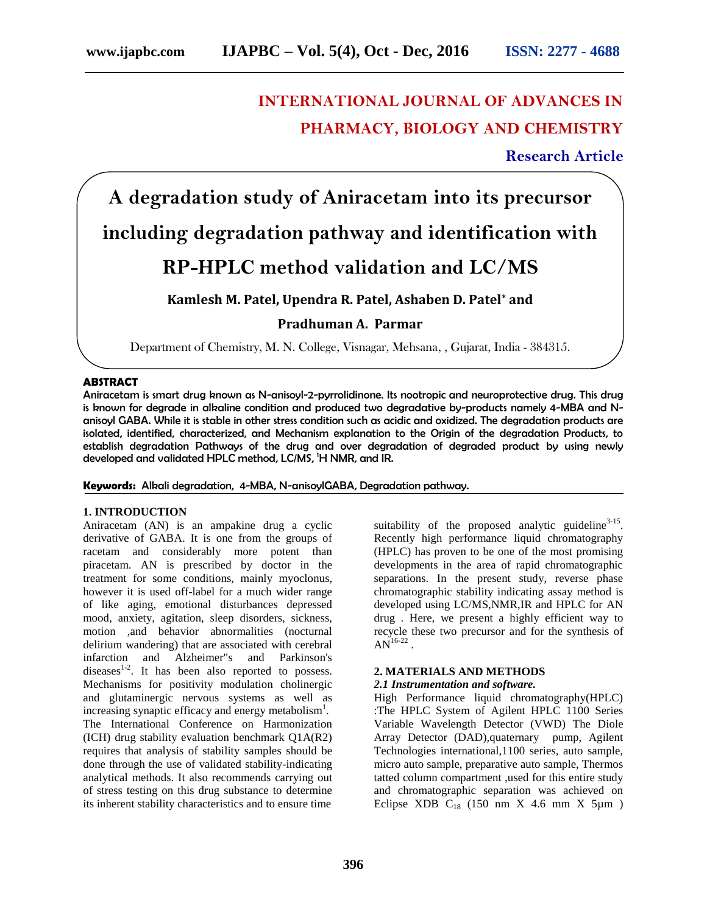# INTERNATIONAL JOURNAL OF ADVANCES IN PHARMACY, BIOLOGY AND CHEMISTRY

**Research Article**

# A degradation study of Aniracetam into its precursor including degradation pathway and identification with RP-HPLC method validation and LC/MS

**Kamlesh M. Patel, Upendra R. Patel, Ashaben D. Patel\* and Pradhuman A. Parmar**

Department of Chemistry, M. N. College, Visnagar, Mehsana, , Gujarat, India - 384315.

## ABSTRACT

**Aniracetam is smart drug known as N-anisoyl-2-pyrrolidinone. Its nootropic and neuroprotective drug. This drug is known for degrade in alkaline condition and produced two degradative by-products namely 4-MBA and N-anisoyl GABA. While it is stable in other stress condition such as acidic and oxidized. The degradation products are isolated, identified, characterized, and Mechanism explanation to the Origin of the degradation Products, to establish degradation Pathways of the drug and over degradation of degraded product by using newly developed and validated HPLC method, LC/MS, $^{1}$H NMR, and IR.**

**Keywords:** Alkali degradation, 4-MBA, N-anisoylGABA, Degradation pathway.

## 1. INTRODUCTION

Aniracetam (AN) is an ampakine drug a cyclic derivative of GABA. It is one from the groups of racetam and considerably more potent than piracetam. AN is prescribed by doctor in the treatment for some conditions, mainly myoclonus, however it is used off-label for a much wider range of like aging, emotional disturbances depressed mood, anxiety, agitation, sleep disorders, sickness, motion ,and behavior abnormalities (nocturnal delirium wandering) that are associated with cerebral infarction and Alzheimer"s and Parkinson's diseases[1-2]. It has been also reported to possess. Mechanisms for positivity modulation cholinergic and glutaminergic nervous systems as well as increasing synaptic efficacy and energy metabolism[1]. The International Conference on Harmonization (ICH) drug stability evaluation benchmark Q1A(R2) requires that analysis of stability samples should be done through the use of validated stability-indicating analytical methods. It also recommends carrying out of stress testing on this drug substance to determine its inherent stability characteristics and to ensure time suitability of the proposed analytic guideline[3-15]. Recently high performance liquid chromatography (HPLC) has proven to be one of the most promising developments in the area of rapid chromatographic separations. In the present study, reverse phase chromatographic stability indicating assay method is developed using LC/MS,NMR,IR and HPLC for AN drug . Here, we present a highly efficient way to recycle these two precursor and for the synthesis of AN[16-22] .

## 2. MATERIALS AND METHODS

### *2.1 Instrumentation and software.*

High Performance liquid chromatography(HPLC) :The HPLC System of Agilent HPLC 1100 Series Variable Wavelength Detector (VWD) The Diole Array Detector (DAD),quaternary pump, Agilent Technologies international,1100 series, auto sample, micro auto sample, preparative auto sample, Thermos tatted column compartment ,used for this entire study and chromatographic separation was achieved on Eclipse XDB $C_{18}$ (150 nm X 4.6 mm X 5μm )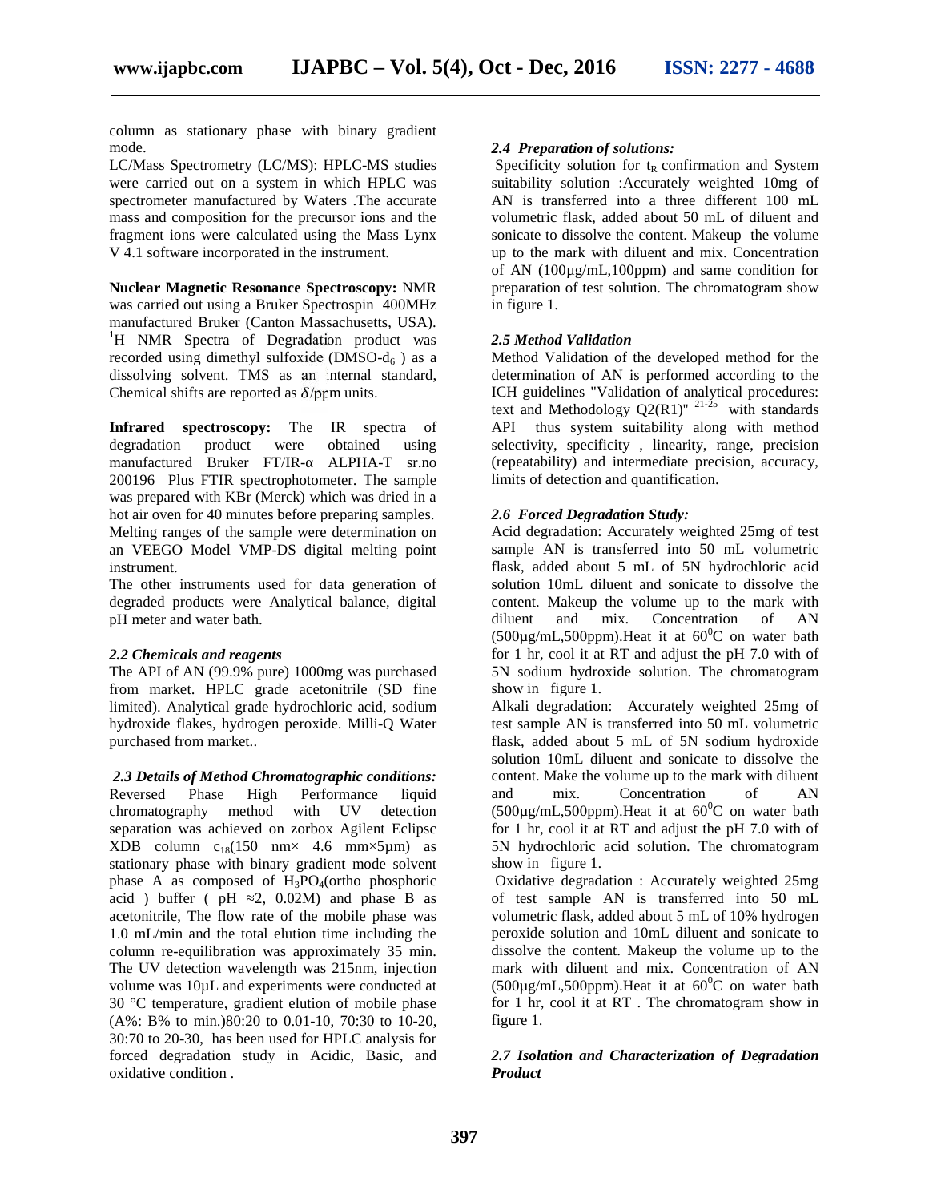column as stationary phase with binary gradient mode.

LC/Mass Spectrometry (LC/MS): HPLC-MS studies were carried out on a system in which HPLC was spectrometer manufactured by Waters .The accurate mass and composition for the precursor ions and the fragment ions were calculated using the Mass Lynx V 4.1 software incorporated in the instrument.

**Nuclear Magnetic Resonance Spectroscopy:** NMR was carried out using a Bruker Spectrospin 400MHz manufactured Bruker (Canton Massachusetts, USA). $^1$H NMR Spectra of Degradation product was recorded using dimethyl sulfoxide (DMSO-$d_6$ ) as a dissolving solvent. TMS as an internal standard, Chemical shifts are reported as $\delta$/ppm units.

**Infrared spectroscopy:** The IR spectra of degradation product were obtained using manufactured Bruker FT/IR-α ALPHA-T sr.no 200196 Plus FTIR spectrophotometer. The sample was prepared with KBr (Merck) which was dried in a hot air oven for 40 minutes before preparing samples. Melting ranges of the sample were determination on an VEEGO Model VMP-DS digital melting point instrument.

The other instruments used for data generation of degraded products were Analytical balance, digital pH meter and water bath.

### *2.2 Chemicals and reagents*

The API of AN (99.9% pure) 1000mg was purchased from market. HPLC grade acetonitrile (SD fine limited). Analytical grade hydrochloric acid, sodium hydroxide flakes, hydrogen peroxide. Milli-Q Water purchased from market..

### *2.3 Details of Method Chromatographic conditions:*

Reversed Phase High Performance liquid chromatography method with UV detection separation was achieved on zorbox Agilent Eclipsc XDB column $c_{18}$(150 nm× 4.6 mm×5µm) as stationary phase with binary gradient mode solvent phase A as composed of $H_3PO_4$(ortho phosphoric acid ) buffer ( pH ≈2, 0.02M) and phase B as acetonitrile, The flow rate of the mobile phase was 1.0 mL/min and the total elution time including the column re-equilibration was approximately 35 min. The UV detection wavelength was 215nm, injection volume was 10µL and experiments were conducted at 30 °C temperature, gradient elution of mobile phase (A%: B% to min.)80:20 to 0.01-10, 70:30 to 10-20, 30:70 to 20-30, has been used for HPLC analysis for forced degradation study in Acidic, Basic, and oxidative condition .

### *2.4 Preparation of solutions:*

Specificity solution for $t_R$ confirmation and System suitability solution :Accurately weighted 10mg of AN is transferred into a three different 100 mL volumetric flask, added about 50 mL of diluent and sonicate to dissolve the content. Makeup the volume up to the mark with diluent and mix. Concentration of AN (100µg/mL,100ppm) and same condition for preparation of test solution. The chromatogram show in figure 1.

### *2.5 Method Validation*

Method Validation of the developed method for the determination of AN is performed according to the ICH guidelines "Validation of analytical procedures: text and Methodology Q2(R1)" [21-25] with standards API thus system suitability along with method selectivity, specificity , linearity, range, precision (repeatability) and intermediate precision, accuracy, limits of detection and quantification.

### *2.6 Forced Degradation Study:*

Acid degradation: Accurately weighted 25mg of test sample AN is transferred into 50 mL volumetric flask, added about 5 mL of 5N hydrochloric acid solution 10mL diluent and sonicate to dissolve the content. Makeup the volume up to the mark with diluent and mix. Concentration of AN (500µg/mL,500ppm).Heat it at $60^0$C on water bath for 1 hr, cool it at RT and adjust the pH 7.0 with of 5N sodium hydroxide solution. The chromatogram show in figure 1.

Alkali degradation: Accurately weighted 25mg of test sample AN is transferred into 50 mL volumetric flask, added about 5 mL of 5N sodium hydroxide solution 10mL diluent and sonicate to dissolve the content. Make the volume up to the mark with diluent and mix. Concentration of AN (500µg/mL,500ppm).Heat it at $60^0$C on water bath for 1 hr, cool it at RT and adjust the pH 7.0 with of 5N hydrochloric acid solution. The chromatogram show in figure 1.

Oxidative degradation : Accurately weighted 25mg of test sample AN is transferred into 50 mL volumetric flask, added about 5 mL of 10% hydrogen peroxide solution and 10mL diluent and sonicate to dissolve the content. Makeup the volume up to the mark with diluent and mix. Concentration of AN (500µg/mL,500ppm).Heat it at $60^0$C on water bath for 1 hr, cool it at RT . The chromatogram show in figure 1.

### *2.7 Isolation and Characterization of Degradation Product*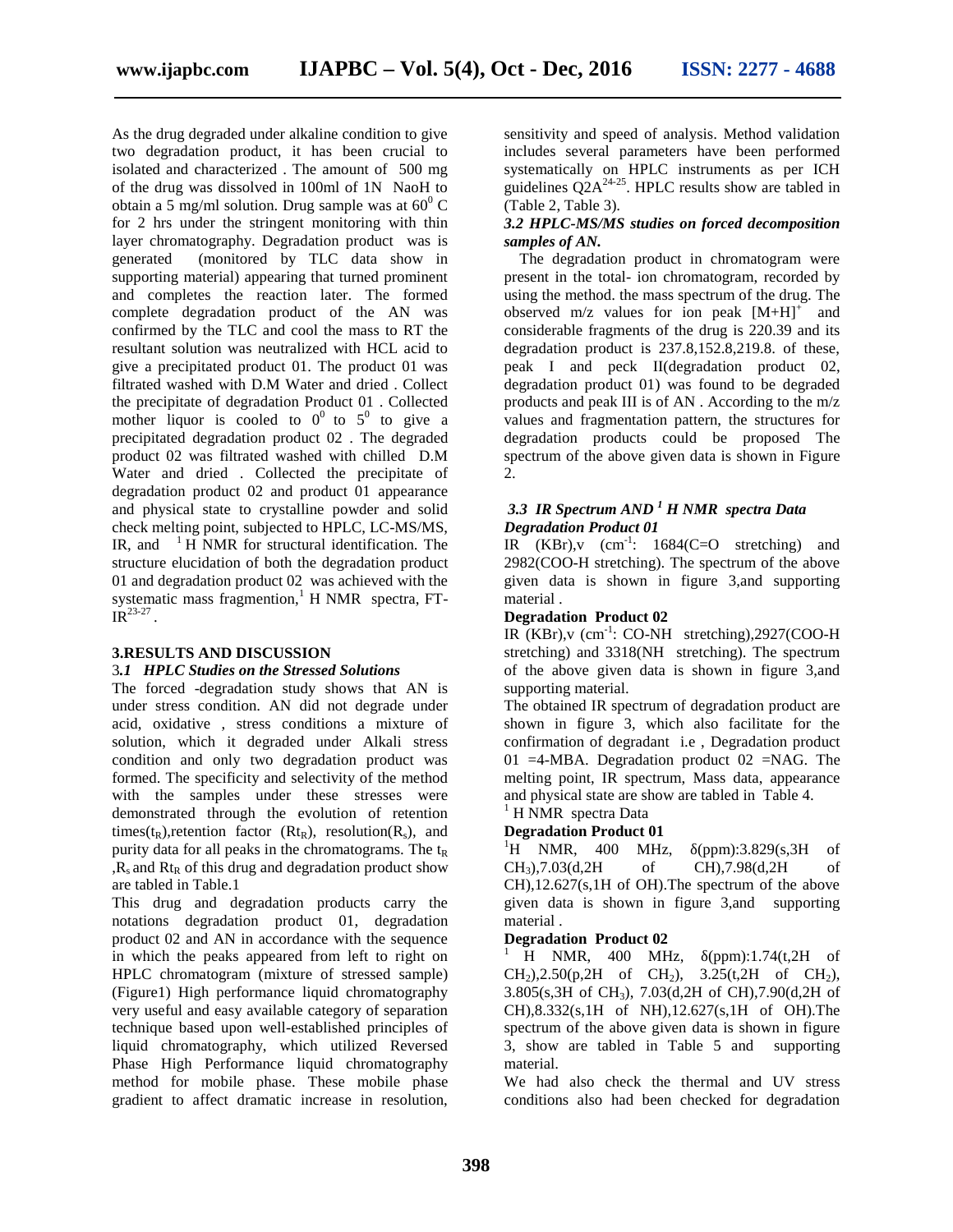As the drug degraded under alkaline condition to give two degradation product, it has been crucial to isolated and characterized . The amount of 500 mg of the drug was dissolved in 100ml of 1N NaoH to obtain a 5 mg/ml solution. Drug sample was at $60^0$ C for 2 hrs under the stringent monitoring with thin layer chromatography. Degradation product was is generated (monitored by TLC data show in supporting material) appearing that turned prominent and completes the reaction later. The formed complete degradation product of the AN was confirmed by the TLC and cool the mass to RT the resultant solution was neutralized with HCL acid to give a precipitated product 01. The product 01 was filtrated washed with D.M Water and dried . Collect the precipitate of degradation Product 01 . Collected mother liquor is cooled to $0^0$ to $5^0$ to give a precipitated degradation product 02 . The degraded product 02 was filtrated washed with chilled D.M Water and dried . Collected the precipitate of degradation product 02 and product 01 appearance and physical state to crystalline powder and solid check melting point, subjected to HPLC, LC-MS/MS, IR, and $^1$H NMR for structural identification. The structure elucidation of both the degradation product 01 and degradation product 02 was achieved with the systematic mass fragmentation,$^1$ H NMR spectra, FT-IR[23-27] .

## 3.RESULTS AND DISCUSSION

### 3.1 HPLC Studies on the Stressed Solutions

The forced -degradation study shows that AN is under stress condition. AN did not degrade under acid, oxidative , stress conditions a mixture of solution, which it degraded under Alkali stress condition and only two degradation product was formed. The specificity and selectivity of the method with the samples under these stresses were demonstrated through the evolution of retention times($t_R$),retention factor ($Rt_R$), resolution($R_s$), and purity data for all peaks in the chromatograms. The $t_R$ ,$R_s$ and $Rt_R$ of this drug and degradation product show are tabled in Table.1

This drug and degradation products carry the notations degradation product 01, degradation product 02 and AN in accordance with the sequence in which the peaks appeared from left to right on HPLC chromatogram (mixture of stressed sample) (Figure1) High performance liquid chromatography very useful and easy available category of separation technique based upon well-established principles of liquid chromatography, which utilized Reversed Phase High Performance liquid chromatography method for mobile phase. These mobile phase gradient to affect dramatic increase in resolution, sensitivity and speed of analysis. Method validation includes several parameters have been performed systematically on HPLC instruments as per ICH guidelines Q2A[24-25]. HPLC results show are tabled in (Table 2, Table 3).

### 3.2 HPLC-MS/MS studies on forced decomposition samples of AN.

The degradation product in chromatogram were present in the total- ion chromatogram, recorded by using the method. the mass spectrum of the drug. The observed m/z values for ion peak $[M+H]^+$ and considerable fragments of the drug is 220.39 and its degradation product is 237.8,152.8,219.8. of these, peak I and peck II(degradation product 02, degradation product 01) was found to be degraded products and peak III is of AN . According to the m/z values and fragmentation pattern, the structures for degradation products could be proposed The spectrum of the above given data is shown in Figure 2.

### 3.3 IR Spectrum AND $^1$ H NMR spectra Data

**Degradation Product 01**

IR (KBr),v ($cm^{-1}$: 1684(C=O stretching) and 2982(COO-H stretching). The spectrum of the above given data is shown in figure 3,and supporting material .

**Degradation Product 02**

IR (KBr),v ($cm^{-1}$: CO-NH stretching),2927(COO-H stretching) and 3318(NH stretching). The spectrum of the above given data is shown in figure 3,and supporting material.

The obtained IR spectrum of degradation product are shown in figure 3, which also facilitate for the confirmation of degradant i.e , Degradation product 01 =4-MBA. Degradation product 02 =NAG. The melting point, IR spectrum, Mass data, appearance and physical state are show are tabled in Table 4.

$^1$ H NMR spectra Data

**Degradation Product 01**

$^1$H NMR, 400 MHz, δ(ppm):3.829(s,3H of $CH_3$),7.03(d,2H of CH),7.98(d,2H of CH),12.627(s,1H of OH).The spectrum of the above given data is shown in figure 3,and supporting material .

**Degradation Product 02**

$^1$ H NMR, 400 MHz, δ(ppm):1.74(t,2H of $CH_2$),2.50(p,2H of $CH_2$), 3.25(t,2H of $CH_2$), 3.805(s,3H of $CH_3$), 7.03(d,2H of CH),7.90(d,2H of CH),8.332(s,1H of NH),12.627(s,1H of OH).The spectrum of the above given data is shown in figure 3, show are tabled in Table 5 and supporting material.

We had also check the thermal and UV stress conditions also had been checked for degradation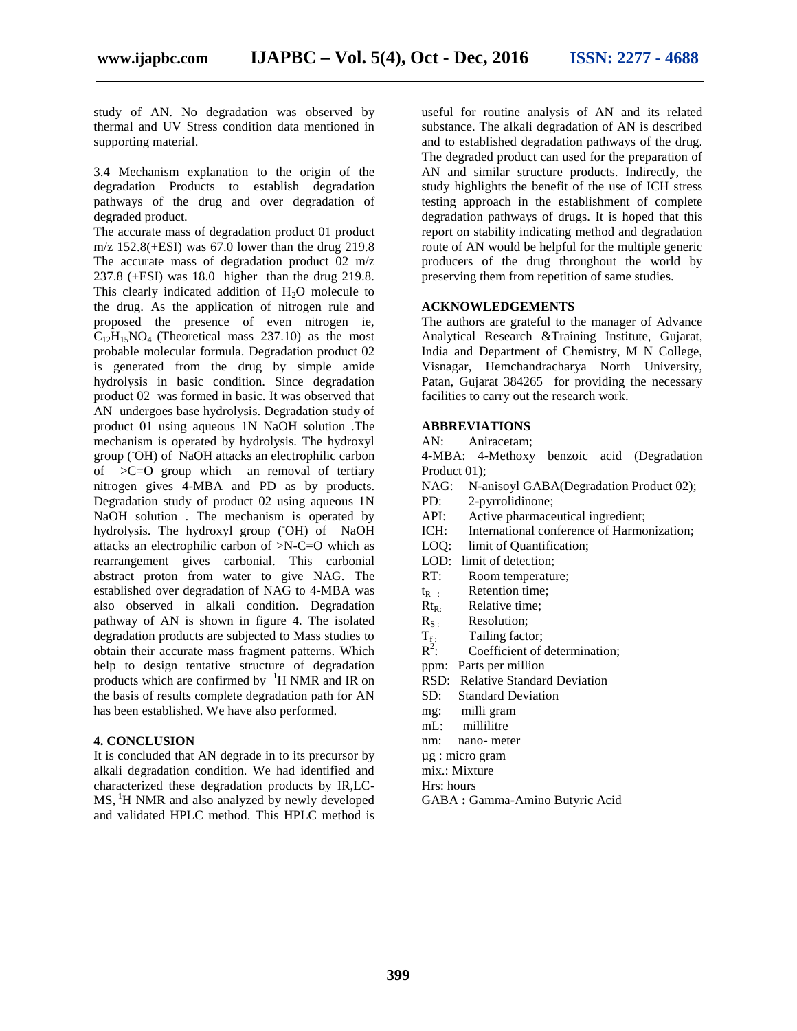study of AN. No degradation was observed by thermal and UV Stress condition data mentioned in supporting material.

3.4 Mechanism explanation to the origin of the degradation Products to establish degradation pathways of the drug and over degradation of degraded product.

The accurate mass of degradation product 01 product m/z 152.8(+ESI) was 67.0 lower than the drug 219.8 The accurate mass of degradation product 02 m/z 237.8 (+ESI) was 18.0 higher than the drug 219.8. This clearly indicated addition of $H_2O$ molecule to the drug. As the application of nitrogen rule and proposed the presence of even nitrogen ie, $C_{12}H_{15}NO_4$ (Theoretical mass 237.10) as the most probable molecular formula. Degradation product 02 is generated from the drug by simple amide hydrolysis in basic condition. Since degradation product 02 was formed in basic. It was observed that AN undergoes base hydrolysis. Degradation study of product 01 using aqueous 1N NaOH solution .The mechanism is operated by hydrolysis. The hydroxyl group ($^{-}$OH) of NaOH attacks an electrophilic carbon of >C=O group which an removal of tertiary nitrogen gives 4-MBA and PD as by products. Degradation study of product 02 using aqueous 1N NaOH solution . The mechanism is operated by hydrolysis. The hydroxyl group ($^{-}$OH) of NaOH attacks an electrophilic carbon of >N-C=O which as rearrangement gives carbonial. This carbonial abstract proton from water to give NAG. The established over degradation of NAG to 4-MBA was also observed in alkali condition. Degradation pathway of AN is shown in figure 4. The isolated degradation products are subjected to Mass studies to obtain their accurate mass fragment patterns. Which help to design tentative structure of degradation products which are confirmed by $^{1}$H NMR and IR on the basis of results complete degradation path for AN has been established. We have also performed.

## 4. CONCLUSION

It is concluded that AN degrade in to its precursor by alkali degradation condition. We had identified and characterized these degradation products by IR,LC-MS, $^{1}$H NMR and also analyzed by newly developed and validated HPLC method. This HPLC method is useful for routine analysis of AN and its related substance. The alkali degradation of AN is described and to established degradation pathways of the drug. The degraded product can used for the preparation of AN and similar structure products. Indirectly, the study highlights the benefit of the use of ICH stress testing approach in the establishment of complete degradation pathways of drugs. It is hoped that this report on stability indicating method and degradation route of AN would be helpful for the multiple generic producers of the drug throughout the world by preserving them from repetition of same studies.

## ACKNOWLEDGEMENTS

The authors are grateful to the manager of Advance Analytical Research &Training Institute, Gujarat, India and Department of Chemistry, M N College, Visnagar, Hemchandracharya North University, Patan, Gujarat 384265 for providing the necessary facilities to carry out the research work.

## ABBREVIATIONS

AN: Aniracetam;
4-MBA: 4-Methoxy benzoic acid (Degradation Product 01);
NAG: N-anisoyl GABA(Degradation Product 02);
PD: 2-pyrrolidinone;
API: Active pharmaceutical ingredient;
ICH: International conference of Harmonization;
LOQ: limit of Quantification;
LOD: limit of detection;
RT: Room temperature;
$t_R$ : Retention time;
$Rt_R$: Relative time;
$R_S$ : Resolution;
$T_f$ : Tailing factor;
$R^2$: Coefficient of determination;
ppm: Parts per million
RSD: Relative Standard Deviation
SD: Standard Deviation
mg: milli gram
mL: millilitre
nm: nano- meter
µg : micro gram
mix.: Mixture
Hrs: hours
GABA **:** Gamma-Amino Butyric Acid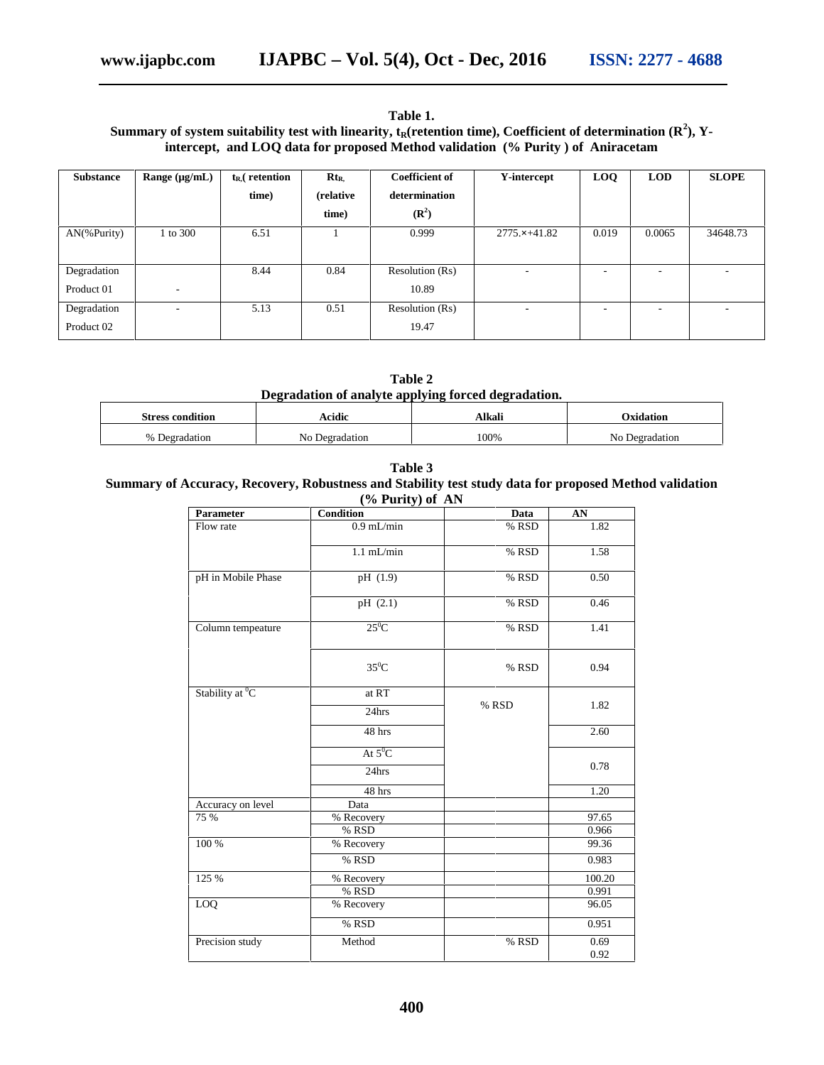**Table 1.**
**Summary of system suitability test with linearity, $t_R$(retention time), Coefficient of determination ($R^2$), Y-intercept, and LOQ data for proposed Method validation (% Purity ) of Aniracetam**

| Substance | Range (µg/mL) | $t_R$( retention time) | $Rt_R$ (relative time) | Coefficient of determination ($R^2$) | Y-intercept | LOQ | LOD | SLOPE |
|---|---|---|---|---|---|---|---|---|
| AN(%Purity) | 1 to 300 | 6.51 | 1 | 0.999 | 2775.×+41.82 | 0.019 | 0.0065 | 34648.73 |
| Degradation Product 01 | - | 8.44 | 0.84 | Resolution (Rs) 10.89 | - | - | - | - |
| Degradation Product 02 | - | 5.13 | 0.51 | Resolution (Rs) 19.47 | - | - | - | - |

**Table 2**
**Degradation of analyte applying forced degradation.**

| Stress condition | Acidic | Alkali | Oxidation |
|---|---|---|---|
| % Degradation | No Degradation | 100% | No Degradation |

**Table 3**
**Summary of Accuracy, Recovery, Robustness and Stability test study data for proposed Method validation (% Purity) of AN**

| Parameter | Condition | Data | AN |
|---|---|---|---|
| Flow rate | 0.9 mL/min | % RSD | 1.82 |
| | 1.1 mL/min | % RSD | 1.58 |
| pH in Mobile Phase | pH (1.9) | % RSD | 0.50 |
| | pH (2.1) | % RSD | 0.46 |
| Column tempeature | 25$^0$C | % RSD | 1.41 |
| | 35$^0$C | % RSD | 0.94 |
| Stability at $^0$C | at RT 24hrs | % RSD | 1.82 |
| | 48 hrs | | 2.60 |
| | At 5$^0$C 24hrs | | 0.78 |
| | 48 hrs | | 1.20 |
| Accuracy on level | Data | | |
| 75 % | % Recovery | | 97.65 |
| | % RSD | | 0.966 |
| 100 % | % Recovery | | 99.36 |
| | % RSD | | 0.983 |
| 125 % | % Recovery | | 100.20 |
| | % RSD | | 0.991 |
| LOQ | % Recovery | | 96.05 |
| | % RSD | | 0.951 |
| Precision study | Method | % RSD | 0.69 0.92 |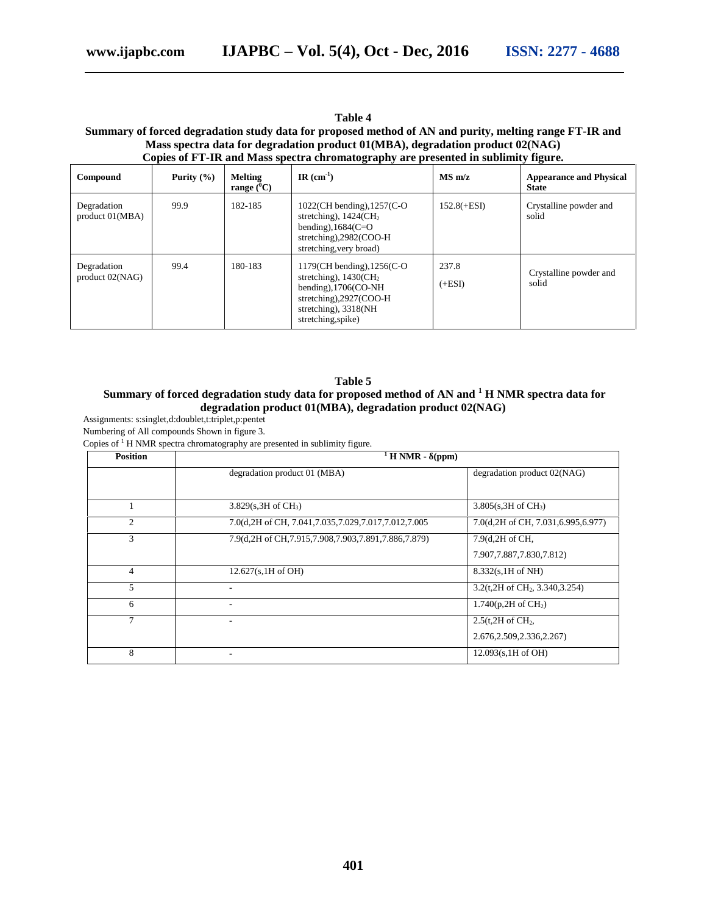**Table 4**

**Summary of forced degradation study data for proposed method of AN and purity, melting range FT-IR and Mass spectra data for degradation product 01(MBA), degradation product 02(NAG)**
**Copies of FT-IR and Mass spectra chromatography are presented in sublimity figure.**

| Compound | Purity (%) | Melting range ($^0$C) | IR (cm$^{-1}$) | MS m/z | Appearance and Physical State |
|---|---|---|---|---|---|
| Degradation product 01(MBA) | 99.9 | 182-185 | 1022(CH bending),1257(C-O stretching), 1424($CH_2$ bending),1684(C=O stretching),2982(COO-H stretching,very broad) | 152.8(+ESI) | Crystalline powder and solid |
| Degradation product 02(NAG) | 99.4 | 180-183 | 1179(CH bending),1256(C-O stretching), 1430($CH_2$ bending),1706(CO-NH stretching),2927(COO-H stretching), 3318(NH stretching,spike) | 237.8 (+ESI) | Crystalline powder and solid |

**Table 5**

**Summary of forced degradation study data for proposed method of AN and $^1$H NMR spectra data for degradation product 01(MBA), degradation product 02(NAG)**

Assignments: s:singlet,d:doublet,t:triplet,p:pentet

Numbering of All compounds Shown in figure 3.

Copies of $^1$H NMR spectra chromatography are presented in sublimity figure.

| Position | $^1$H NMR - δ(ppm) | |
|---|---|---|
| | degradation product 01 (MBA) | degradation product 02(NAG) |
| 1 | 3.829(s,3H of $CH_3$) | 3.805(s,3H of $CH_3$) |
| 2 | 7.0(d,2H of CH, 7.041,7.035,7.029,7.017,7.012,7.005 | 7.0(d,2H of CH, 7.031,6.995,6.977) |
| 3 | 7.9(d,2H of CH,7.915,7.908,7.903,7.891,7.886,7.879) | 7.9(d,2H of CH, 7.907,7.887,7.830,7.812) |
| 4 | 12.627(s,1H of OH) | 8.332(s,1H of NH) |
| 5 | - | 3.2(t,2H of $CH_2$, 3.340,3.254) |
| 6 | - | 1.740(p,2H of $CH_2$) |
| 7 | - | 2.5(t,2H of $CH_2$, 2.676,2.509,2.336,2.267) |
| 8 | - | 12.093(s,1H of OH) |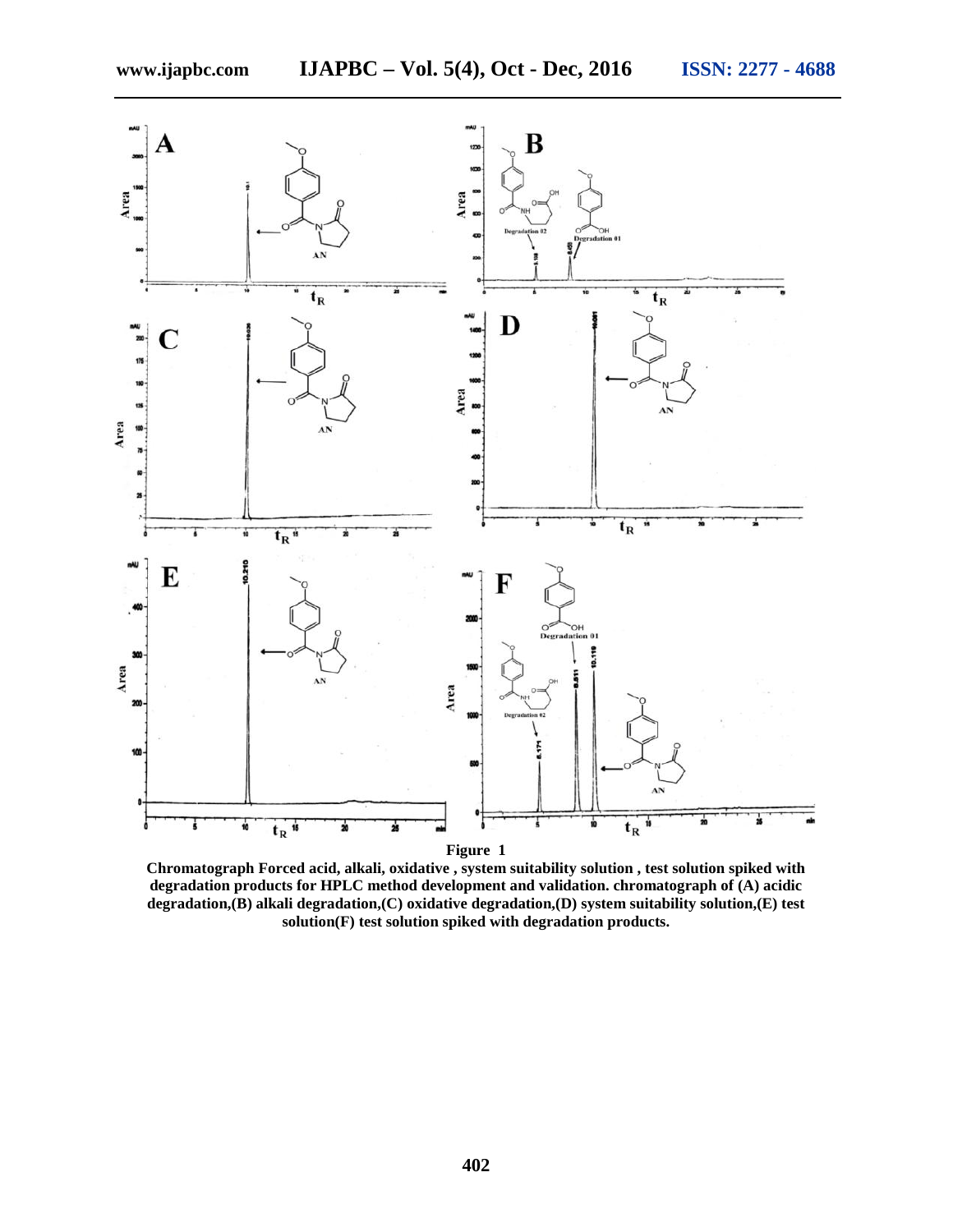**Figure 1**

**Chromatograph Forced acid, alkali, oxidative , system suitability solution , test solution spiked with degradation products for HPLC method development and validation. chromatograph of (A) acidic degradation,(B) alkali degradation,(C) oxidative degradation,(D) system suitability solution,(E) test solution(F) test solution spiked with degradation products.**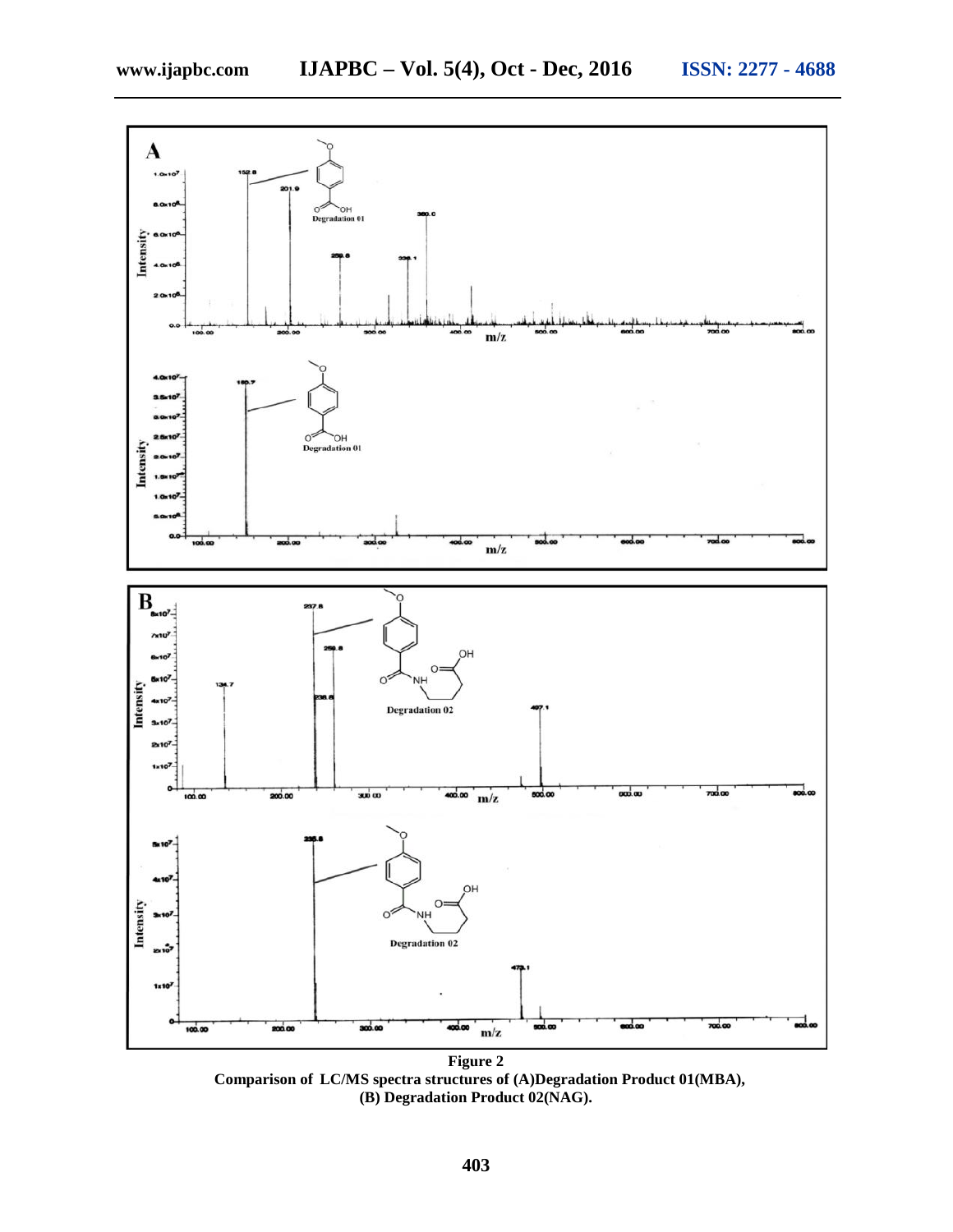**Figure 2**
**Comparison of LC/MS spectra structures of (A)Degradation Product 01(MBA), (B) Degradation Product 02(NAG).**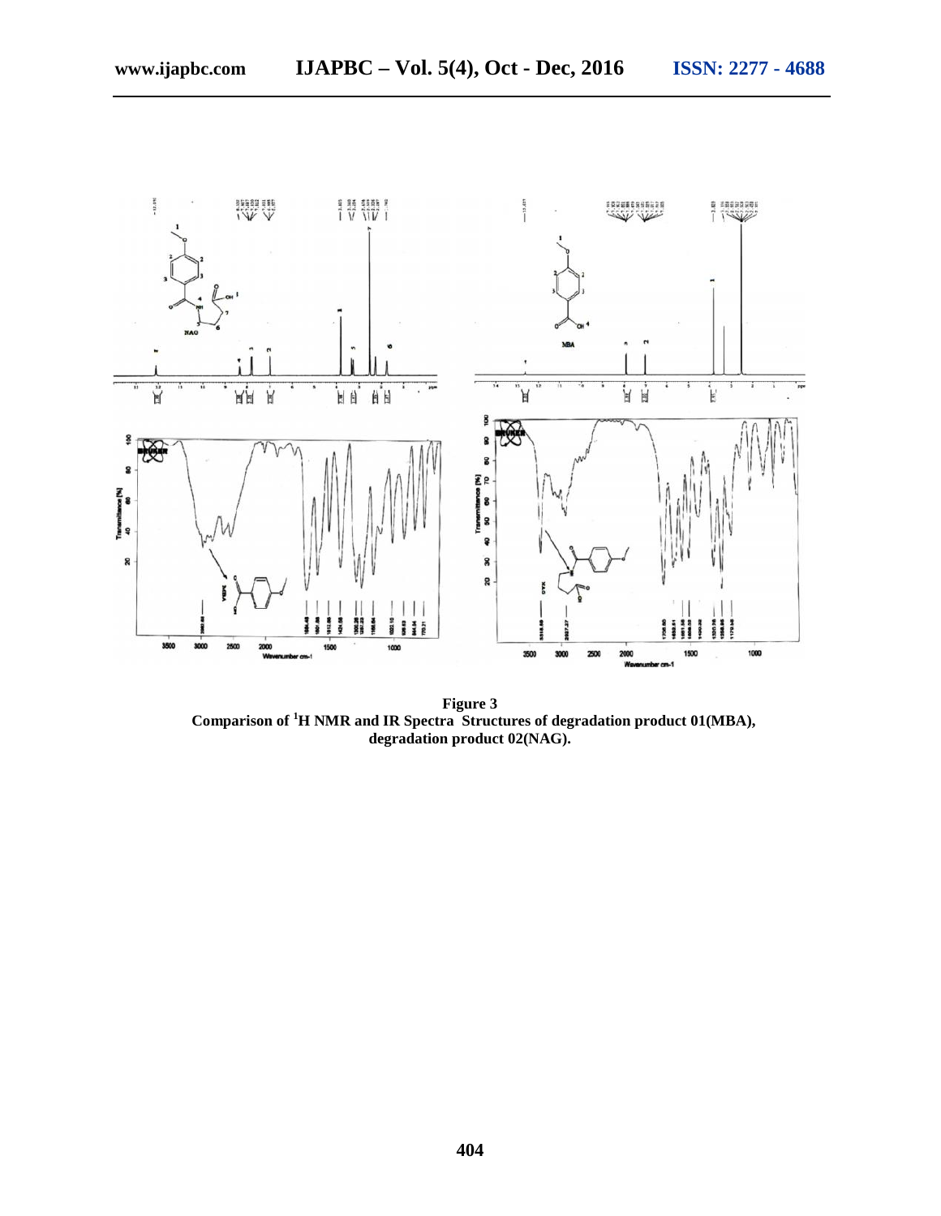**Figure 3**
**Comparison of $^1$H NMR and IR Spectra Structures of degradation product 01(MBA), degradation product 02(NAG).**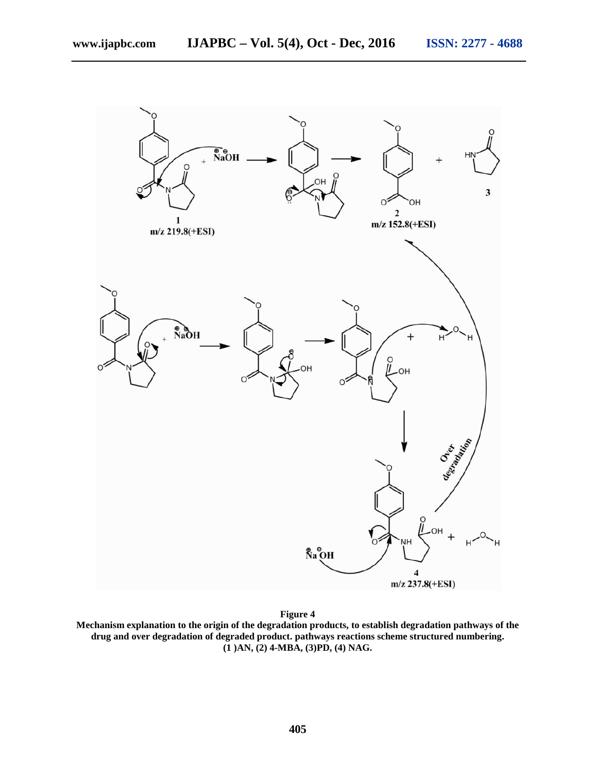**Figure 4**

**Mechanism explanation to the origin of the degradation products, to establish degradation pathways of the drug and over degradation of degraded product. pathways reactions scheme structured numbering. (1 )AN, (2) 4-MBA, (3)PD, (4) NAG.**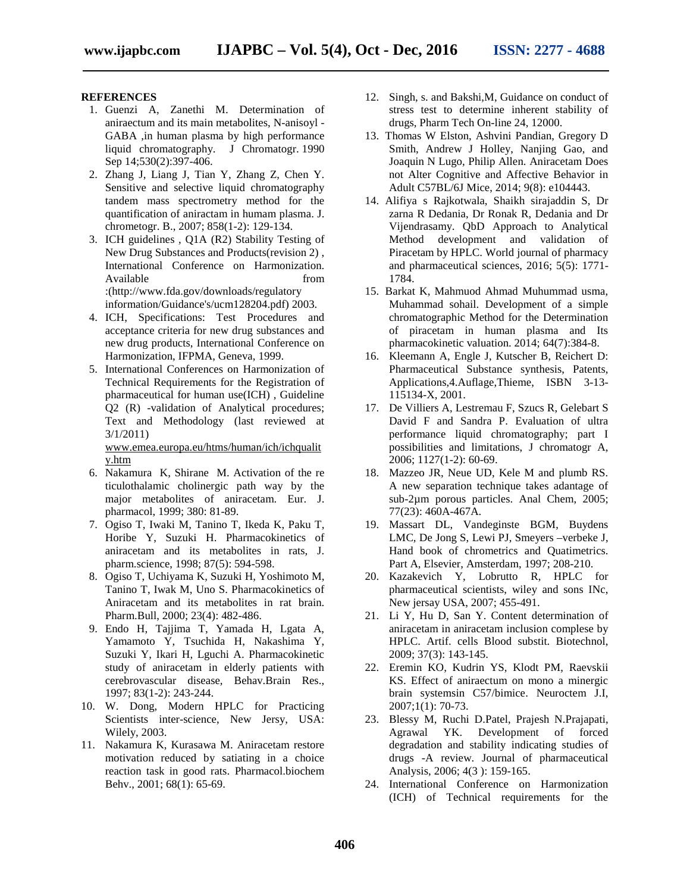## REFERENCES

1. Guenzi A, Zanethi M. Determination of aniraectum and its main metabolites, N-anisoyl -GABA ,in human plasma by high performance liquid chromatography. J Chromatogr. 1990 Sep 14;530(2):397-406.
2. Zhang J, Liang J, Tian Y, Zhang Z, Chen Y. Sensitive and selective liquid chromatography tandem mass spectrometry method for the quantification of aniractam in humam plasma. J. chrometogr. B., 2007; 858(1-2): 129-134.
3. ICH guidelines , Q1A (R2) Stability Testing of New Drug Substances and Products(revision 2) , International Conference on Harmonization. Available from :(http://www.fda.gov/downloads/regulatory information/Guidance's/ucm128204.pdf) 2003.
4. ICH, Specifications: Test Procedures and acceptance criteria for new drug substances and new drug products, International Conference on Harmonization, IFPMA, Geneva, 1999.
5. International Conferences on Harmonization of Technical Requirements for the Registration of pharmaceutical for human use(ICH) , Guideline Q2 (R) -validation of Analytical procedures; Text and Methodology (last reviewed at 3/1/2011) www.emea.europa.eu/htms/human/ich/ichqualit y.htm
6. Nakamura K, Shirane M. Activation of the re ticulothalamic cholinergic path way by the major metabolites of aniracetam. Eur. J. pharmacol, 1999; 380: 81-89.
7. Ogiso T, Iwaki M, Tanino T, Ikeda K, Paku T, Horibe Y, Suzuki H. Pharmacokinetics of aniracetam and its metabolites in rats, J. pharm.science, 1998; 87(5): 594-598.
8. Ogiso T, Uchiyama K, Suzuki H, Yoshimoto M, Tanino T, Iwak M, Uno S. Pharmacokinetics of Aniracetam and its metabolites in rat brain. Pharm.Bull, 2000; 23(4): 482-486.
9. Endo H, Tajjima T, Yamada H, Lgata A, Yamamoto Y, Tsuchida H, Nakashima Y, Suzuki Y, Ikari H, Lguchi A. Pharmacokinetic study of aniracetam in elderly patients with cerebrovascular disease, Behav.Brain Res., 1997; 83(1-2): 243-244.
10. W. Dong, Modern HPLC for Practicing Scientists inter-science, New Jersy, USA: Wilely, 2003.
11. Nakamura K, Kurasawa M. Aniracetam restore motivation reduced by satiating in a choice reaction task in good rats. Pharmacol.biochem Behv., 2001; 68(1): 65-69.
12. Singh, s. and Bakshi,M, Guidance on conduct of stress test to determine inherent stability of drugs, Pharm Tech On-line 24, 12000.
13. Thomas W Elston, Ashvini Pandian, Gregory D Smith, Andrew J Holley, Nanjing Gao, and Joaquin N Lugo, Philip Allen. Aniracetam Does not Alter Cognitive and Affective Behavior in Adult C57BL/6J Mice, 2014; 9(8): e104443.
14. Alifiya s Rajkotwala, Shaikh sirajaddin S, Dr zarna R Dedania, Dr Ronak R, Dedania and Dr Vijendrasamy. QbD Approach to Analytical Method development and validation of Piracetam by HPLC. World journal of pharmacy and pharmaceutical sciences, 2016; 5(5): 1771-1784.
15. Barkat K, Mahmuod Ahmad Muhummad usma, Muhammad sohail. Development of a simple chromatographic Method for the Determination of piracetam in human plasma and Its pharmacokinetic valuation. 2014; 64(7):384-8.
16. Kleemann A, Engle J, Kutscher B, Reichert D: Pharmaceutical Substance synthesis, Patents, Applications,4.Auflage,Thieme, ISBN 3-13-115134-X, 2001.
17. De Villiers A, Lestremau F, Szucs R, Gelebart S David F and Sandra P. Evaluation of ultra performance liquid chromatography; part I possibilities and limitations, J chromatogr A, 2006; 1127(1-2): 60-69.
18. Mazzeo JR, Neue UD, Kele M and plumb RS. A new separation technique takes adantage of sub-2µm porous particles. Anal Chem, 2005; 77(23): 460A-467A.
19. Massart DL, Vandeginste BGM, Buydens LMC, De Jong S, Lewi PJ, Smeyers –verbeke J, Hand book of chrometrics and Quatimetrics. Part A, Elsevier, Amsterdam, 1997; 208-210.
20. Kazakevich Y, Lobrutto R, HPLC for pharmaceutical scientists, wiley and sons INc, New jersay USA, 2007; 455-491.
21. Li Y, Hu D, San Y. Content determination of aniracetam in aniracetam inclusion complese by HPLC. Artif. cells Blood substit. Biotechnol, 2009; 37(3): 143-145.
22. Eremin KO, Kudrin YS, Klodt PM, Raevskii KS. Effect of aniraectum on mono a minergic brain systemsin C57/bimice. Neuroctem J.I, 2007;1(1): 70-73.
23. Blessy M, Ruchi D.Patel, Prajesh N.Prajapati, Agrawal YK. Development of forced degradation and stability indicating studies of drugs -A review. Journal of pharmaceutical Analysis, 2006; 4(3 ): 159-165.
24. International Conference on Harmonization (ICH) of Technical requirements for the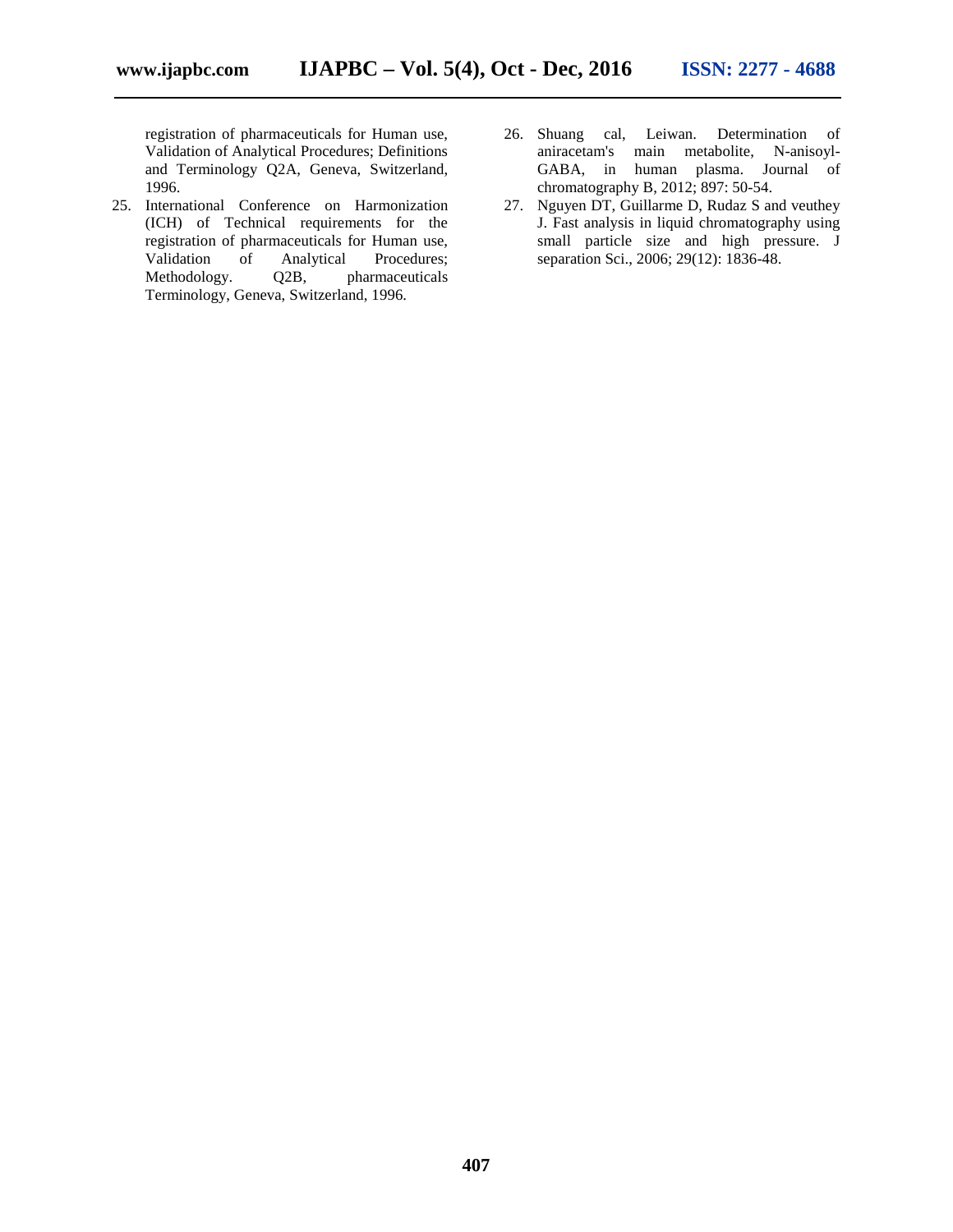registration of pharmaceuticals for Human use, Validation of Analytical Procedures; Definitions and Terminology Q2A, Geneva, Switzerland, 1996.

25. International Conference on Harmonization (ICH) of Technical requirements for the registration of pharmaceuticals for Human use, Validation of Analytical Procedures; Methodology. Q2B, pharmaceuticals Terminology, Geneva, Switzerland, 1996.
26. Shuang cal, Leiwan. Determination of aniracetam's main metabolite, N-anisoyl-GABA, in human plasma. Journal of chromatography B, 2012; 897: 50-54.
27. Nguyen DT, Guillarme D, Rudaz S and veuthey J. Fast analysis in liquid chromatography using small particle size and high pressure. J separation Sci., 2006; 29(12): 1836-48.